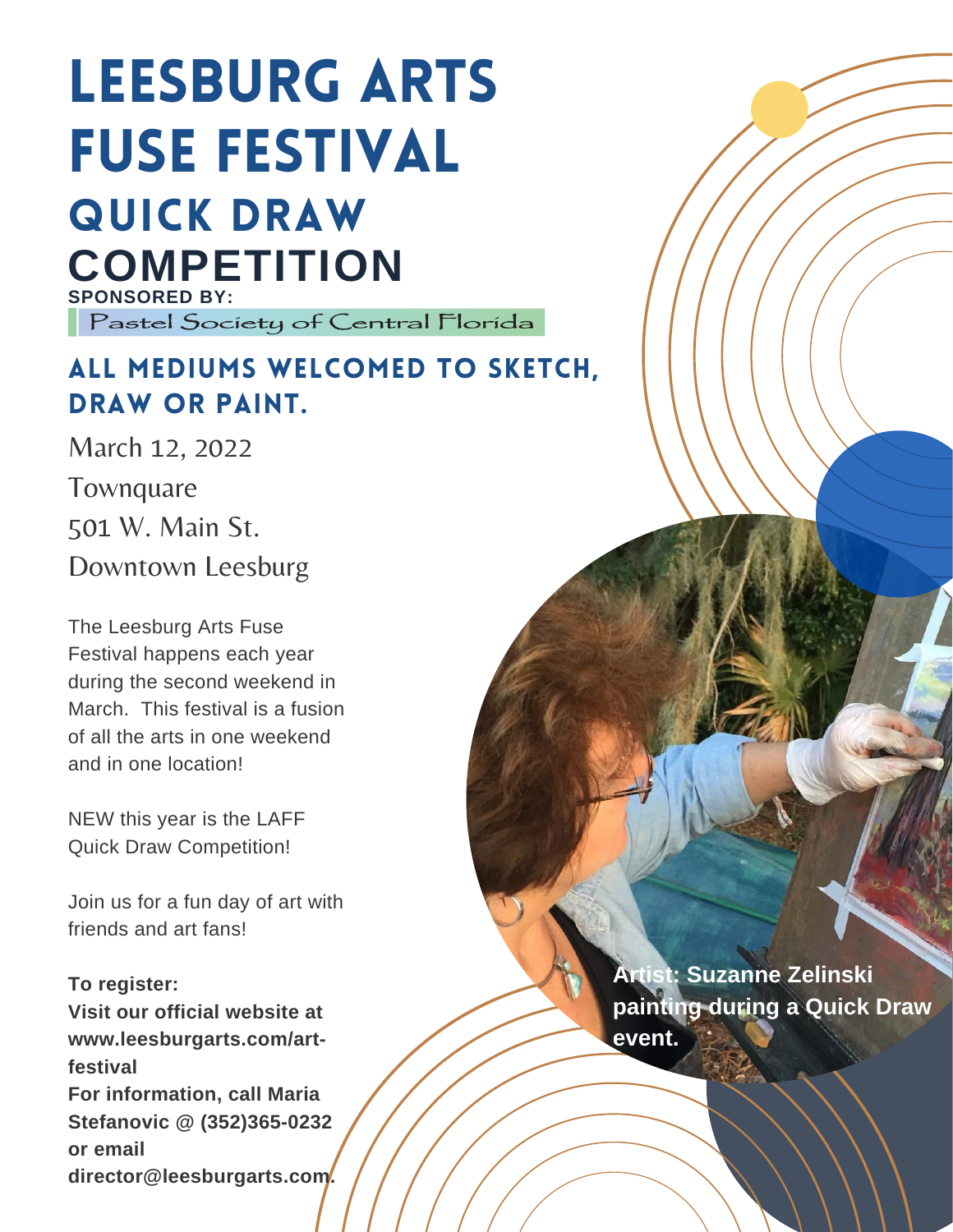# LEESBURG ARTS FUSE FESTIVAL

## QUICK DRAW COMPETITION

**SPONSORED BY:**

Pastel Society of Central Florida

### ALL MEDIUMS WELCOMED TO SKETCH, DRAW OR PAINT.

March 12, 2022

Townquare

501 W. Main St.

Downtown Leesburg

The Leesburg Arts Fuse Festival happens each year during the second weekend in March. This festival is a fusion of all the arts in one weekend and in one location!

NEW this year is the LAFF Quick Draw Competition!

Join us for a fun day of art with friends and art fans!

**To register:**
**Visit our official website at www.leesburgarts.com/art-festival**
**For information, call Maria Stefanovic @ (352)365-0232 or email director@leesburgarts.com.**

**Artist: Suzanne Zelinski painting during a Quick Draw event.**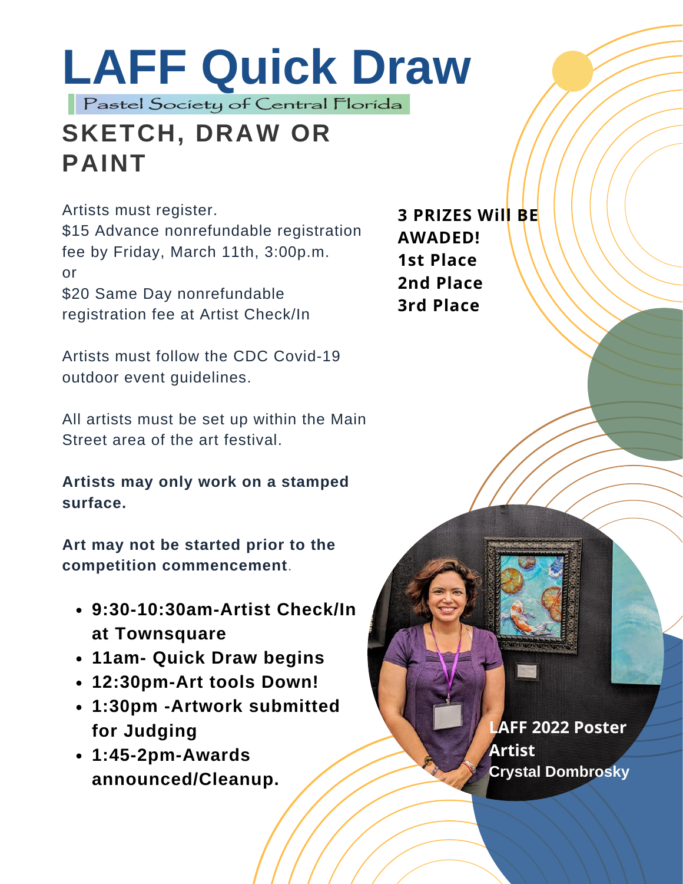# LAFF Quick Draw

Pastel Society of Central Florida

## SKETCH, DRAW OR PAINT

Artists must register.
$15 Advance nonrefundable registration fee by Friday, March 11th, 3:00p.m.
or
$20 Same Day nonrefundable registration fee at Artist Check/In

Artists must follow the CDC Covid-19 outdoor event guidelines.

All artists must be set up within the Main Street area of the art festival.

**Artists may only work on a stamped surface.**

**Art may not be started prior to the competition commencement**.

- **9:30-10:30am-Artist Check/In at Townsquare**
- **11am- Quick Draw begins**
- **12:30pm-Art tools Down!**
- **1:30pm -Artwork submitted for Judging**
- **1:45-2pm-Awards announced/Cleanup.**

**3 PRIZES Will BE AWADED!**
**1st Place**
**2nd Place**
**3rd Place**

**LAFF 2022 Poster Artist**
**Crystal Dombrosky**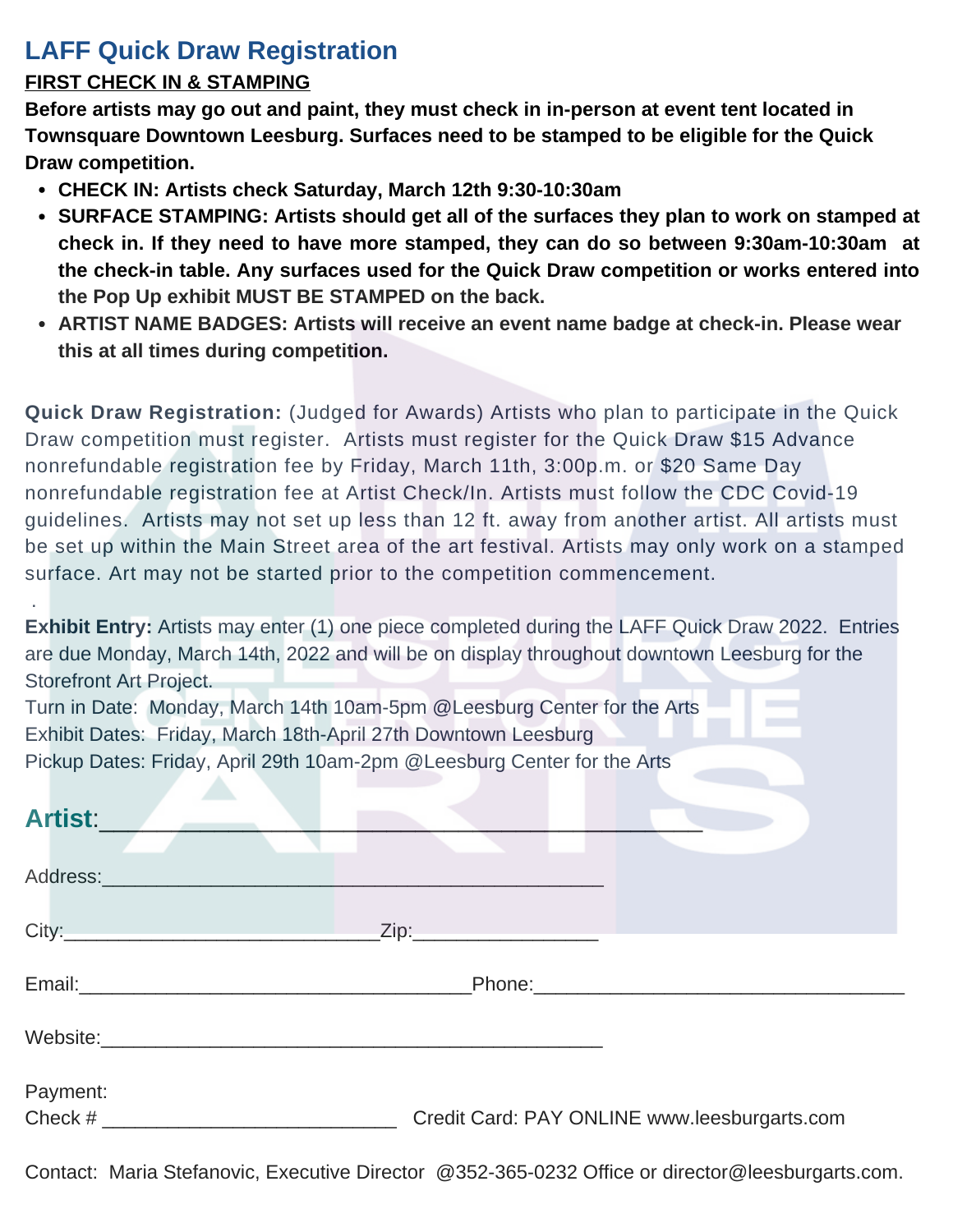# LAFF Quick Draw Registration

**FIRST CHECK IN & STAMPING**

**Before artists may go out and paint, they must check in in-person at event tent located in Townsquare Downtown Leesburg. Surfaces need to be stamped to be eligible for the Quick Draw competition.**

- **CHECK IN: Artists check Saturday, March 12th 9:30-10:30am**
- **SURFACE STAMPING: Artists should get all of the surfaces they plan to work on stamped at check in. If they need to have more stamped, they can do so between 9:30am-10:30am at the check-in table. Any surfaces used for the Quick Draw competition or works entered into the Pop Up exhibit MUST BE STAMPED on the back.**
- **ARTIST NAME BADGES: Artists will receive an event name badge at check-in. Please wear this at all times during competition.**

**Quick Draw Registration:** (Judged for Awards) Artists who plan to participate in the Quick Draw competition must register. Artists must register for the Quick Draw $15 Advance nonrefundable registration fee by Friday, March 11th, 3:00p.m. or $20 Same Day nonrefundable registration fee at Artist Check/In. Artists must follow the CDC Covid-19 guidelines. Artists may not set up less than 12 ft. away from another artist. All artists must be set up within the Main Street area of the art festival. Artists may only work on a stamped surface. Art may not be started prior to the competition commencement.

.

**Exhibit Entry:** Artists may enter (1) one piece completed during the LAFF Quick Draw 2022. Entries are due Monday, March 14th, 2022 and will be on display throughout downtown Leesburg for the Storefront Art Project.

Turn in Date: Monday, March 14th 10am-5pm @Leesburg Center for the Arts

Exhibit Dates: Friday, March 18th-April 27th Downtown Leesburg

Pickup Dates: Friday, April 29th 10am-2pm @Leesburg Center for the Arts

## Artist:_______________________________________________

Address:_______________________________________________

City:______________________________Zip:_________________

Email:_____________________________________Phone:__________________________________

Website:_______________________________________________

Payment:

Check # ____________________________ Credit Card: PAY ONLINE www.leesburgarts.com

Contact: Maria Stefanovic, Executive Director @352-365-0232 Office or director@leesburgarts.com.